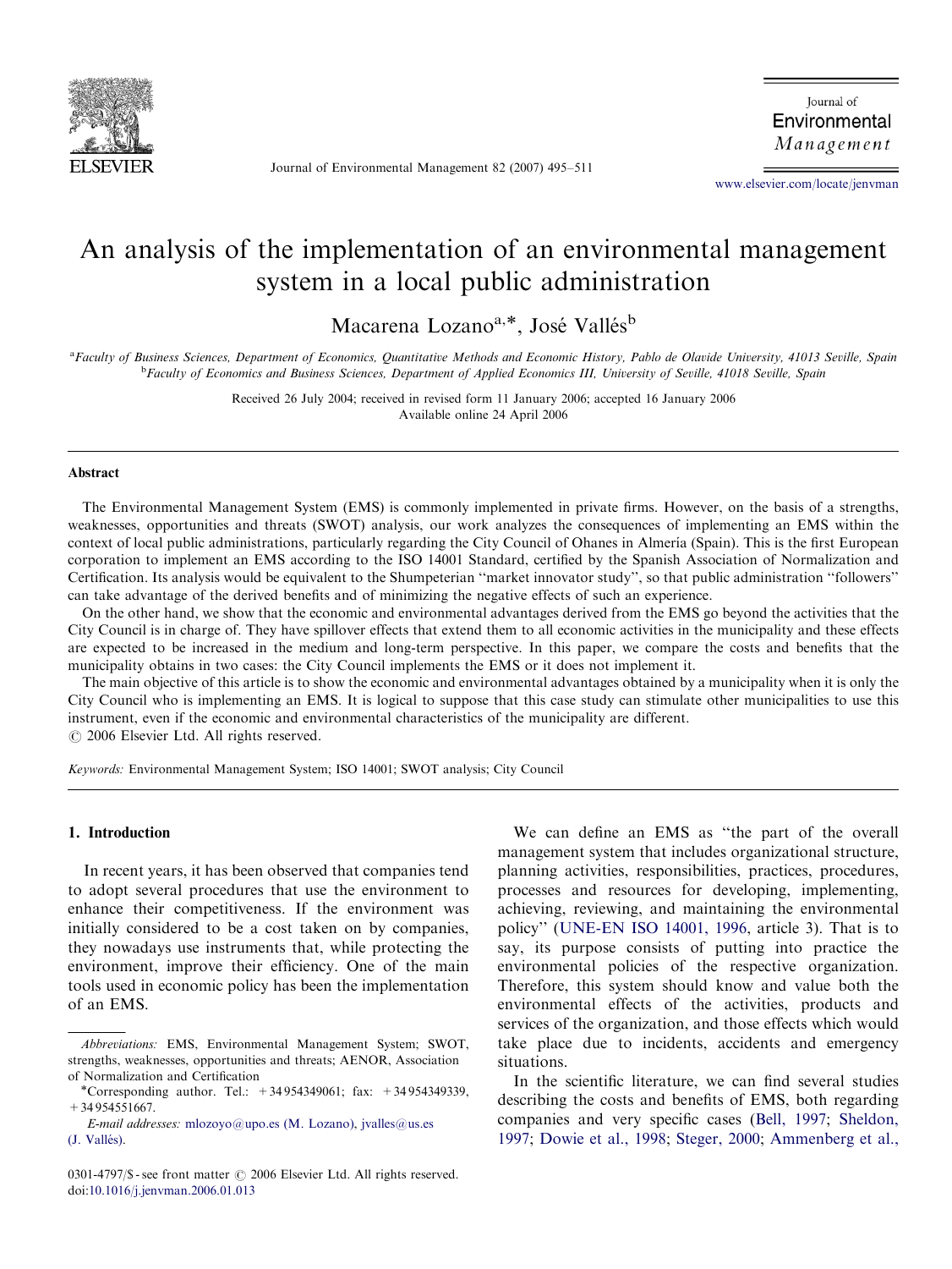# An analysis of the implementation of an environmental management system in a local public administration

Macarena Lozano[a,*], José Vallés[b]

[a]Faculty of Business Sciences, Department of Economics, Quantitative Methods and Economic History, Pablo de Olavide University, 41013 Seville, Spain
[b]Faculty of Economics and Business Sciences, Department of Applied Economics III, University of Seville, 41018 Seville, Spain

Received 26 July 2004; received in revised form 11 January 2006; accepted 16 January 2006
Available online 24 April 2006

## Abstract

The Environmental Management System (EMS) is commonly implemented in private firms. However, on the basis of a strengths, weaknesses, opportunities and threats (SWOT) analysis, our work analyzes the consequences of implementing an EMS within the context of local public administrations, particularly regarding the City Council of Ohanes in Almería (Spain). This is the first European corporation to implement an EMS according to the ISO 14001 Standard, certified by the Spanish Association of Normalization and Certification. Its analysis would be equivalent to the Shumpeterian "market innovator study", so that public administration "followers" can take advantage of the derived benefits and of minimizing the negative effects of such an experience.

On the other hand, we show that the economic and environmental advantages derived from the EMS go beyond the activities that the City Council is in charge of. They have spillover effects that extend them to all economic activities in the municipality and these effects are expected to be increased in the medium and long-term perspective. In this paper, we compare the costs and benefits that the municipality obtains in two cases: the City Council implements the EMS or it does not implement it.

The main objective of this article is to show the economic and environmental advantages obtained by a municipality when it is only the City Council who is implementing an EMS. It is logical to suppose that this case study can stimulate other municipalities to use this instrument, even if the economic and environmental characteristics of the municipality are different.

© 2006 Elsevier Ltd. All rights reserved.

*Keywords:* Environmental Management System; ISO 14001; SWOT analysis; City Council

## 1. Introduction

In recent years, it has been observed that companies tend to adopt several procedures that use the environment to enhance their competitiveness. If the environment was initially considered to be a cost taken on by companies, they nowadays use instruments that, while protecting the environment, improve their efficiency. One of the main tools used in economic policy has been the implementation of an EMS.

We can define an EMS as "the part of the overall management system that includes organizational structure, planning activities, responsibilities, practices, procedures, processes and resources for developing, implementing, achieving, reviewing, and maintaining the environmental policy" (UNE-EN ISO 14001, 1996, article 3). That is to say, its purpose consists of putting into practice the environmental policies of the respective organization. Therefore, this system should know and value both the environmental effects of the activities, products and services of the organization, and those effects which would take place due to incidents, accidents and emergency situations.

In the scientific literature, we can find several studies describing the costs and benefits of EMS, both regarding companies and very specific cases (Bell, 1997; Sheldon, 1997; Dowie et al., 1998; Steger, 2000; Ammenberg et al.,

---

*Abbreviations:* EMS, Environmental Management System; SWOT, strengths, weaknesses, opportunities and threats; AENOR, Association of Normalization and Certification

*Corresponding author. Tel.: +34 954349061; fax: +34 954349339, +34 954551667.

*E-mail addresses:* mlozoyo@upo.es (M. Lozano), jvalles@us.es (J. Vallés).

0301-4797/$ - see front matter © 2006 Elsevier Ltd. All rights reserved.
doi:10.1016/j.jenvman.2006.01.013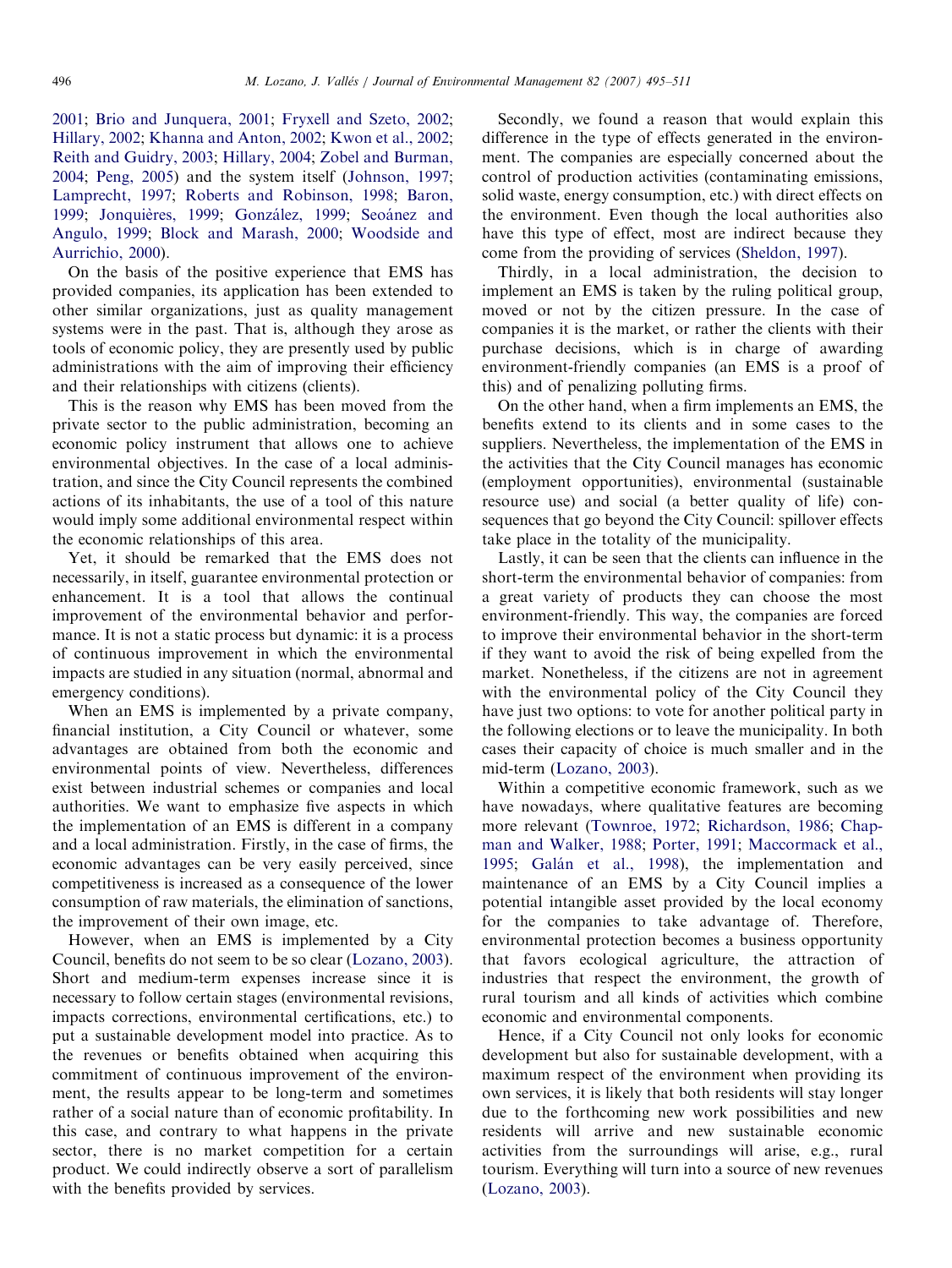2001; Brio and Junquera, 2001; Fryxell and Szeto, 2002; Hillary, 2002; Khanna and Anton, 2002; Kwon et al., 2002; Reith and Guidry, 2003; Hillary, 2004; Zobel and Burman, 2004; Peng, 2005) and the system itself (Johnson, 1997; Lamprecht, 1997; Roberts and Robinson, 1998; Baron, 1999; Jonquières, 1999; González, 1999; Seoánez and Angulo, 1999; Block and Marash, 2000; Woodside and Aurrichio, 2000).

On the basis of the positive experience that EMS has provided companies, its application has been extended to other similar organizations, just as quality management systems were in the past. That is, although they arose as tools of economic policy, they are presently used by public administrations with the aim of improving their efficiency and their relationships with citizens (clients).

This is the reason why EMS has been moved from the private sector to the public administration, becoming an economic policy instrument that allows one to achieve environmental objectives. In the case of a local administration, and since the City Council represents the combined actions of its inhabitants, the use of a tool of this nature would imply some additional environmental respect within the economic relationships of this area.

Yet, it should be remarked that the EMS does not necessarily, in itself, guarantee environmental protection or enhancement. It is a tool that allows the continual improvement of the environmental behavior and performance. It is not a static process but dynamic: it is a process of continuous improvement in which the environmental impacts are studied in any situation (normal, abnormal and emergency conditions).

When an EMS is implemented by a private company, financial institution, a City Council or whatever, some advantages are obtained from both the economic and environmental points of view. Nevertheless, differences exist between industrial schemes or companies and local authorities. We want to emphasize five aspects in which the implementation of an EMS is different in a company and a local administration. Firstly, in the case of firms, the economic advantages can be very easily perceived, since competitiveness is increased as a consequence of the lower consumption of raw materials, the elimination of sanctions, the improvement of their own image, etc.

However, when an EMS is implemented by a City Council, benefits do not seem to be so clear (Lozano, 2003). Short and medium-term expenses increase since it is necessary to follow certain stages (environmental revisions, impacts corrections, environmental certifications, etc.) to put a sustainable development model into practice. As to the revenues or benefits obtained when acquiring this commitment of continuous improvement of the environment, the results appear to be long-term and sometimes rather of a social nature than of economic profitability. In this case, and contrary to what happens in the private sector, there is no market competition for a certain product. We could indirectly observe a sort of parallelism with the benefits provided by services.

Secondly, we found a reason that would explain this difference in the type of effects generated in the environment. The companies are especially concerned about the control of production activities (contaminating emissions, solid waste, energy consumption, etc.) with direct effects on the environment. Even though the local authorities also have this type of effect, most are indirect because they come from the providing of services (Sheldon, 1997).

Thirdly, in a local administration, the decision to implement an EMS is taken by the ruling political group, moved or not by the citizen pressure. In the case of companies it is the market, or rather the clients with their purchase decisions, which is in charge of awarding environment-friendly companies (an EMS is a proof of this) and of penalizing polluting firms.

On the other hand, when a firm implements an EMS, the benefits extend to its clients and in some cases to the suppliers. Nevertheless, the implementation of the EMS in the activities that the City Council manages has economic (employment opportunities), environmental (sustainable resource use) and social (a better quality of life) consequences that go beyond the City Council: spillover effects take place in the totality of the municipality.

Lastly, it can be seen that the clients can influence in the short-term the environmental behavior of companies: from a great variety of products they can choose the most environment-friendly. This way, the companies are forced to improve their environmental behavior in the short-term if they want to avoid the risk of being expelled from the market. Nonetheless, if the citizens are not in agreement with the environmental policy of the City Council they have just two options: to vote for another political party in the following elections or to leave the municipality. In both cases their capacity of choice is much smaller and in the mid-term (Lozano, 2003).

Within a competitive economic framework, such as we have nowadays, where qualitative features are becoming more relevant (Townroe, 1972; Richardson, 1986; Chapman and Walker, 1988; Porter, 1991; Maccormack et al., 1995; Galán et al., 1998), the implementation and maintenance of an EMS by a City Council implies a potential intangible asset provided by the local economy for the companies to take advantage of. Therefore, environmental protection becomes a business opportunity that favors ecological agriculture, the attraction of industries that respect the environment, the growth of rural tourism and all kinds of activities which combine economic and environmental components.

Hence, if a City Council not only looks for economic development but also for sustainable development, with a maximum respect of the environment when providing its own services, it is likely that both residents will stay longer due to the forthcoming new work possibilities and new residents will arrive and new sustainable economic activities from the surroundings will arise, e.g., rural tourism. Everything will turn into a source of new revenues (Lozano, 2003).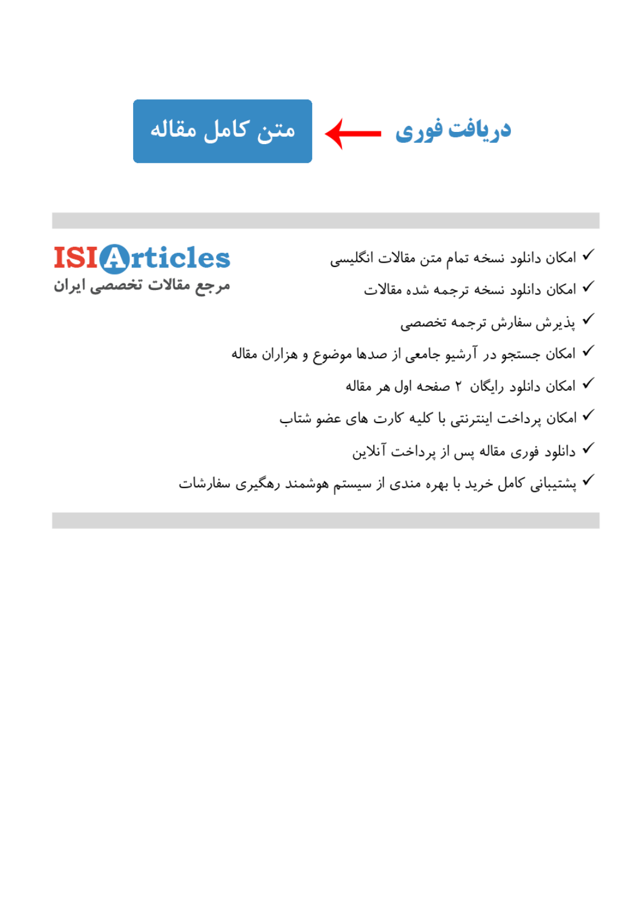**متن کامل مقاله** ← **دریافت فوری**

---

**ISIArticles**

**مرجع مقالات تخصصی ایران**

- ✓ امکان دانلود نسخه تمام متن مقالات انگلیسی
- ✓ امکان دانلود نسخه ترجمه شده مقالات
- ✓ پذیرش سفارش ترجمه تخصصی
- ✓ امکان جستجو در آرشیو جامعی از صدها موضوع و هزاران مقاله
- ✓ امکان دانلود رایگان ۲ صفحه اول هر مقاله
- ✓ امکان پرداخت اینترنتی با کلیه کارت های عضو شتاب
- ✓ دانلود فوری مقاله پس از پرداخت آنلاین
- ✓ پشتیبانی کامل خرید با بهره مندی از سیستم هوشمند رهگیری سفارشات

---